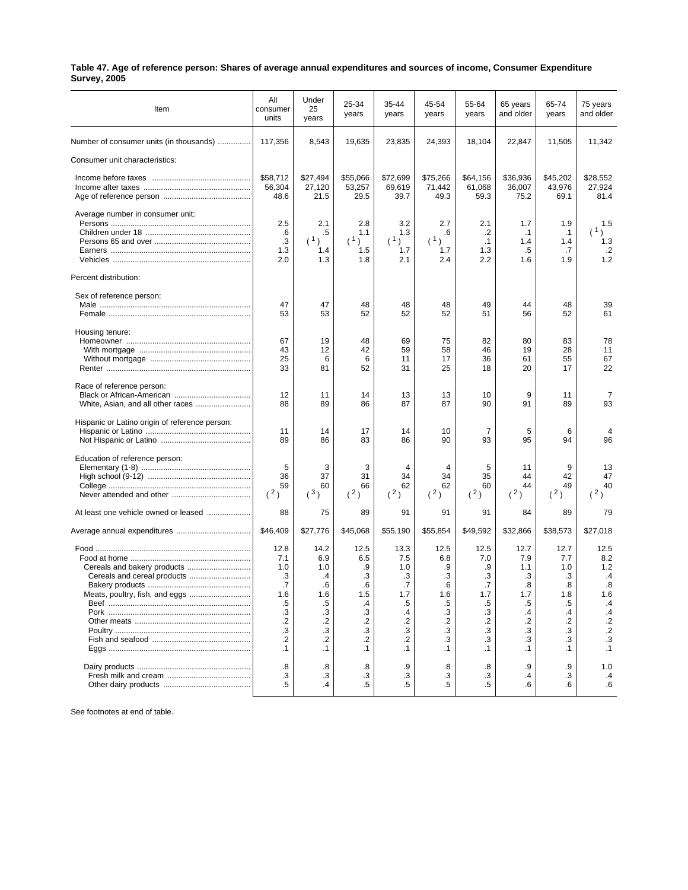**Table 47. Age of reference person: Shares of average annual expenditures and sources of income, Consumer Expenditure Survey, 2005**

| Item | All consumer units | Under 25 years | 25-34 years | 35-44 years | 45-54 years | 55-64 years | 65 years and older | 65-74 years | 75 years and older |
|---|---|---|---|---|---|---|---|---|---|
| Number of consumer units (in thousands) | 117,356 | 8,543 | 19,635 | 23,835 | 24,393 | 18,104 | 22,847 | 11,505 | 11,342 |
| Consumer unit characteristics: | | | | | | | | | |
| Income before taxes | $58,712 | $27,494 | $55,066 | $72,699 | $75,266 | $64,156 | $36,936 | $45,202 | $28,552 |
| Income after taxes | 56,304 | 27,120 | 53,257 | 69,619 | 71,442 | 61,068 | 36,007 | 43,976 | 27,924 |
| Age of reference person | 48.6 | 21.5 | 29.5 | 39.7 | 49.3 | 59.3 | 75.2 | 69.1 | 81.4 |
| Average number in consumer unit: | | | | | | | | | |
| Persons | 2.5 | 2.1 | 2.8 | 3.2 | 2.7 | 2.1 | 1.7 | 1.9 | 1.5 |
| Children under 18 | .6 | .5 | 1.1 | 1.3 | .6 | .2 | .1 | .1 | [1] |
| Persons 65 and over | .3 | [1] | [1] | [1] | [1] | .1 | 1.4 | 1.4 | 1.3 |
| Earners | 1.3 | 1.4 | 1.5 | 1.7 | 1.7 | 1.3 | .5 | .7 | .2 |
| Vehicles | 2.0 | 1.3 | 1.8 | 2.1 | 2.4 | 2.2 | 1.6 | 1.9 | 1.2 |
| Percent distribution: | | | | | | | | | |
| Sex of reference person: | | | | | | | | | |
| Male | 47 | 47 | 48 | 48 | 48 | 49 | 44 | 48 | 39 |
| Female | 53 | 53 | 52 | 52 | 52 | 51 | 56 | 52 | 61 |
| Housing tenure: | | | | | | | | | |
| Homeowner | 67 | 19 | 48 | 69 | 75 | 82 | 80 | 83 | 78 |
| With mortgage | 43 | 12 | 42 | 59 | 58 | 46 | 19 | 28 | 11 |
| Without mortgage | 25 | 6 | 6 | 11 | 17 | 36 | 61 | 55 | 67 |
| Renter | 33 | 81 | 52 | 31 | 25 | 18 | 20 | 17 | 22 |
| Race of reference person: | | | | | | | | | |
| Black or African-American | 12 | 11 | 14 | 13 | 13 | 10 | 9 | 11 | 7 |
| White, Asian, and all other races | 88 | 89 | 86 | 87 | 87 | 90 | 91 | 89 | 93 |
| Hispanic or Latino origin of reference person: | | | | | | | | | |
| Hispanic or Latino | 11 | 14 | 17 | 14 | 10 | 7 | 5 | 6 | 4 |
| Not Hispanic or Latino | 89 | 86 | 83 | 86 | 90 | 93 | 95 | 94 | 96 |
| Education of reference person: | | | | | | | | | |
| Elementary (1-8) | 5 | 3 | 3 | 4 | 4 | 5 | 11 | 9 | 13 |
| High school (9-12) | 36 | 37 | 31 | 34 | 34 | 35 | 44 | 42 | 47 |
| College | 59 | 60 | 66 | 62 | 62 | 60 | 44 | 49 | 40 |
| Never attended and other | [2] | [3] | [2] | [2] | [2] | [2] | [2] | [2] | [2] |
| At least one vehicle owned or leased | 88 | 75 | 89 | 91 | 91 | 91 | 84 | 89 | 79 |
| Average annual expenditures | $46,409 | $27,776 | $45,068 | $55,190 | $55,854 | $49,592 | $32,866 | $38,573 | $27,018 |
| Food | 12.8 | 14.2 | 12.5 | 13.3 | 12.5 | 12.5 | 12.7 | 12.7 | 12.5 |
| Food at home | 7.1 | 6.9 | 6.5 | 7.5 | 6.8 | 7.0 | 7.9 | 7.7 | 8.2 |
| Cereals and bakery products | 1.0 | 1.0 | .9 | 1.0 | .9 | .9 | 1.1 | 1.0 | 1.2 |
| Cereals and cereal products | .3 | .4 | .3 | .3 | .3 | .3 | .3 | .3 | .4 |
| Bakery products | .7 | .6 | .6 | .7 | .6 | .7 | .8 | .8 | .8 |
| Meats, poultry, fish, and eggs | 1.6 | 1.6 | 1.5 | 1.7 | 1.6 | 1.7 | 1.7 | 1.8 | 1.6 |
| Beef | .5 | .5 | .4 | .5 | .5 | .5 | .5 | .5 | .4 |
| Pork | .3 | .3 | .3 | .4 | .3 | .3 | .4 | .4 | .4 |
| Other meats | .2 | .2 | .2 | .2 | .2 | .2 | .2 | .2 | .2 |
| Poultry | .3 | .3 | .3 | .3 | .3 | .3 | .3 | .3 | .2 |
| Fish and seafood | .2 | .2 | .2 | .2 | .3 | .3 | .3 | .3 | .3 |
| Eggs | .1 | .1 | .1 | .1 | .1 | .1 | .1 | .1 | .1 |
| Dairy products | .8 | .8 | .8 | .9 | .8 | .8 | .9 | .9 | 1.0 |
| Fresh milk and cream | .3 | .3 | .3 | .3 | .3 | .3 | .4 | .3 | .4 |
| Other dairy products | .5 | .4 | .5 | .5 | .5 | .5 | .6 | .6 | .6 |

See footnotes at end of table.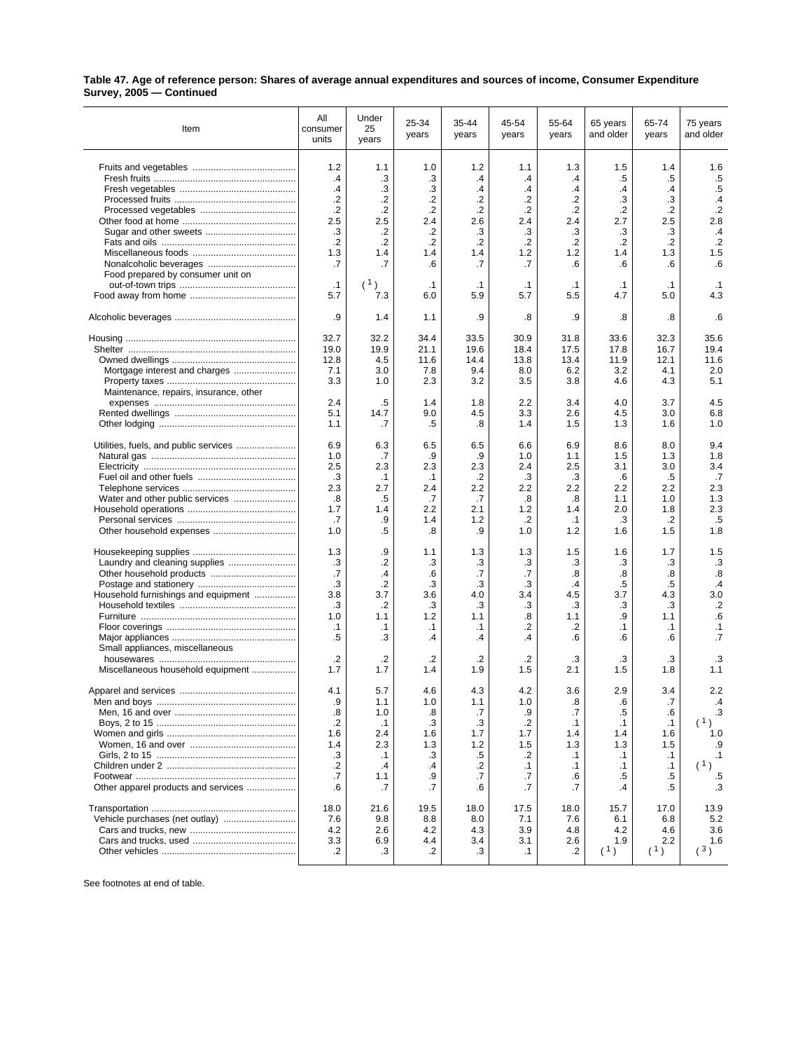**Table 47. Age of reference person: Shares of average annual expenditures and sources of income, Consumer Expenditure Survey, 2005 — Continued**

| Item | All consumer units | Under 25 years | 25-34 years | 35-44 years | 45-54 years | 55-64 years | 65 years and older | 65-74 years | 75 years and older |
|---|---|---|---|---|---|---|---|---|---|
| Fruits and vegetables | 1.2 | 1.1 | 1.0 | 1.2 | 1.1 | 1.3 | 1.5 | 1.4 | 1.6 |
| Fresh fruits | .4 | .3 | .3 | .4 | .4 | .4 | .5 | .5 | .5 |
| Fresh vegetables | .4 | .3 | .3 | .4 | .4 | .4 | .4 | .4 | .5 |
| Processed fruits | .2 | .2 | .2 | .2 | .2 | .2 | .3 | .3 | .4 |
| Processed vegetables | .2 | .2 | .2 | .2 | .2 | .2 | .2 | .2 | .2 |
| Other food at home | 2.5 | 2.5 | 2.4 | 2.6 | 2.4 | 2.4 | 2.7 | 2.5 | 2.8 |
| Sugar and other sweets | .3 | .2 | .2 | .3 | .3 | .3 | .3 | .3 | .4 |
| Fats and oils | .2 | .2 | .2 | .2 | .2 | .2 | .2 | .2 | .2 |
| Miscellaneous foods | 1.3 | 1.4 | 1.4 | 1.4 | 1.2 | 1.2 | 1.4 | 1.3 | 1.5 |
| Nonalcoholic beverages | .7 | .7 | .6 | .7 | .7 | .6 | .6 | .6 | .6 |
| Food prepared by consumer unit on out-of-town trips | .1 | (1) | .1 | .1 | .1 | .1 | .1 | .1 | .1 |
| Food away from home | 5.7 | 7.3 | 6.0 | 5.9 | 5.7 | 5.5 | 4.7 | 5.0 | 4.3 |
| Alcoholic beverages | .9 | 1.4 | 1.1 | .9 | .8 | .9 | .8 | .8 | .6 |
| Housing | 32.7 | 32.2 | 34.4 | 33.5 | 30.9 | 31.8 | 33.6 | 32.3 | 35.6 |
| Shelter | 19.0 | 19.9 | 21.1 | 19.6 | 18.4 | 17.5 | 17.8 | 16.7 | 19.4 |
| Owned dwellings | 12.8 | 4.5 | 11.6 | 14.4 | 13.8 | 13.4 | 11.9 | 12.1 | 11.6 |
| Mortgage interest and charges | 7.1 | 3.0 | 7.8 | 9.4 | 8.0 | 6.2 | 3.2 | 4.1 | 2.0 |
| Property taxes | 3.3 | 1.0 | 2.3 | 3.2 | 3.5 | 3.8 | 4.6 | 4.3 | 5.1 |
| Maintenance, repairs, insurance, other expenses | 2.4 | .5 | 1.4 | 1.8 | 2.2 | 3.4 | 4.0 | 3.7 | 4.5 |
| Rented dwellings | 5.1 | 14.7 | 9.0 | 4.5 | 3.3 | 2.6 | 4.5 | 3.0 | 6.8 |
| Other lodging | 1.1 | .7 | .5 | .8 | 1.4 | 1.5 | 1.3 | 1.6 | 1.0 |
| Utilities, fuels, and public services | 6.9 | 6.3 | 6.5 | 6.5 | 6.6 | 6.9 | 8.6 | 8.0 | 9.4 |
| Natural gas | 1.0 | .7 | .9 | .9 | 1.0 | 1.1 | 1.5 | 1.3 | 1.8 |
| Electricity | 2.5 | 2.3 | 2.3 | 2.3 | 2.4 | 2.5 | 3.1 | 3.0 | 3.4 |
| Fuel oil and other fuels | .3 | .1 | .1 | .2 | .3 | .3 | .6 | .5 | .7 |
| Telephone services | 2.3 | 2.7 | 2.4 | 2.2 | 2.2 | 2.2 | 2.2 | 2.2 | 2.3 |
| Water and other public services | .8 | .5 | .7 | .7 | .8 | .8 | 1.1 | 1.0 | 1.3 |
| Household operations | 1.7 | 1.4 | 2.2 | 2.1 | 1.2 | 1.4 | 2.0 | 1.8 | 2.3 |
| Personal services | .7 | .9 | 1.4 | 1.2 | .2 | .1 | .3 | .2 | .5 |
| Other household expenses | 1.0 | .5 | .8 | .9 | 1.0 | 1.2 | 1.6 | 1.5 | 1.8 |
| Housekeeping supplies | 1.3 | .9 | 1.1 | 1.3 | 1.3 | 1.5 | 1.6 | 1.7 | 1.5 |
| Laundry and cleaning supplies | .3 | .2 | .3 | .3 | .3 | .3 | .3 | .3 | .3 |
| Other household products | .7 | .4 | .6 | .7 | .7 | .8 | .8 | .8 | .8 |
| Postage and stationery | .3 | .2 | .3 | .3 | .3 | .4 | .5 | .5 | .4 |
| Household furnishings and equipment | 3.8 | 3.7 | 3.6 | 4.0 | 3.4 | 4.5 | 3.7 | 4.3 | 3.0 |
| Household textiles | .3 | .2 | .3 | .3 | .3 | .3 | .3 | .3 | .2 |
| Furniture | 1.0 | 1.1 | 1.2 | 1.1 | .8 | 1.1 | .9 | 1.1 | .6 |
| Floor coverings | .1 | .1 | .1 | .1 | .2 | .2 | .1 | .1 | .1 |
| Major appliances | .5 | .3 | .4 | .4 | .4 | .6 | .6 | .6 | .7 |
| Small appliances, miscellaneous housewares | .2 | .2 | .2 | .2 | .2 | .3 | .3 | .3 | .3 |
| Miscellaneous household equipment | 1.7 | 1.7 | 1.4 | 1.9 | 1.5 | 2.1 | 1.5 | 1.8 | 1.1 |
| Apparel and services | 4.1 | 5.7 | 4.6 | 4.3 | 4.2 | 3.6 | 2.9 | 3.4 | 2.2 |
| Men and boys | .9 | 1.1 | 1.0 | 1.1 | 1.0 | .8 | .6 | .7 | .4 |
| Men, 16 and over | .8 | 1.0 | .8 | .7 | .9 | .7 | .5 | .6 | .3 |
| Boys, 2 to 15 | .2 | .1 | .3 | .3 | .2 | .1 | .1 | .1 | (1) |
| Women and girls | 1.6 | 2.4 | 1.6 | 1.7 | 1.7 | 1.4 | 1.4 | 1.6 | 1.0 |
| Women, 16 and over | 1.4 | 2.3 | 1.3 | 1.2 | 1.5 | 1.3 | 1.3 | 1.5 | .9 |
| Girls, 2 to 15 | .3 | .1 | .3 | .5 | .2 | .1 | .1 | .1 | .1 |
| Children under 2 | .2 | .4 | .4 | .2 | .1 | .1 | .1 | .1 | (1) |
| Footwear | .7 | 1.1 | .9 | .7 | .7 | .6 | .5 | .5 | .5 |
| Other apparel products and services | .6 | .7 | .7 | .6 | .7 | .7 | .4 | .5 | .3 |
| Transportation | 18.0 | 21.6 | 19.5 | 18.0 | 17.5 | 18.0 | 15.7 | 17.0 | 13.9 |
| Vehicle purchases (net outlay) | 7.6 | 9.8 | 8.8 | 8.0 | 7.1 | 7.6 | 6.1 | 6.8 | 5.2 |
| Cars and trucks, new | 4.2 | 2.6 | 4.2 | 4.3 | 3.9 | 4.8 | 4.2 | 4.6 | 3.6 |
| Cars and trucks, used | 3.3 | 6.9 | 4.4 | 3.4 | 3.1 | 2.6 | 1.9 | 2.2 | 1.6 |
| Other vehicles | .2 | .3 | .2 | .3 | .1 | .2 | (1) | (1) | (3) |

See footnotes at end of table.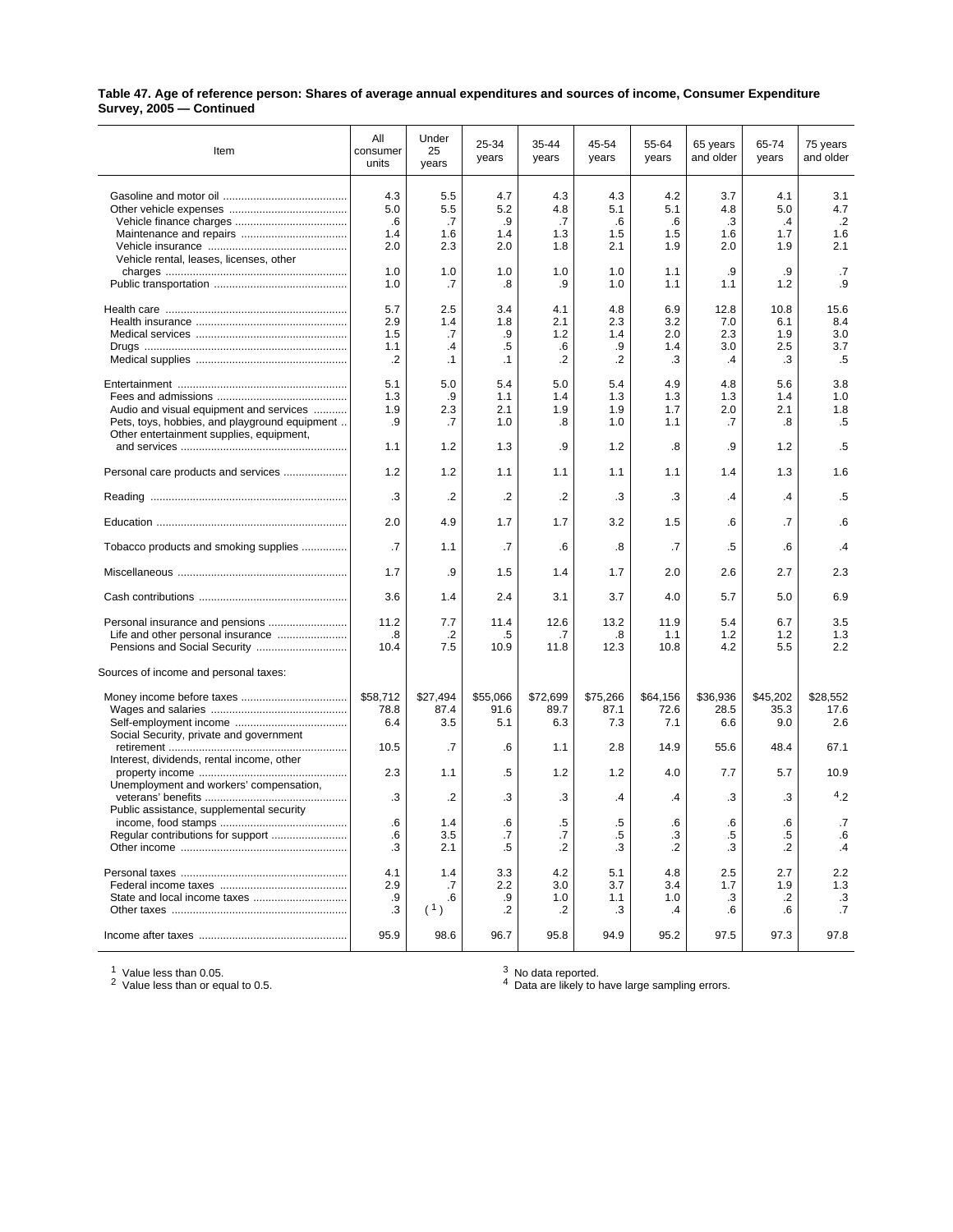**Table 47. Age of reference person: Shares of average annual expenditures and sources of income, Consumer Expenditure Survey, 2005 — Continued**

| Item | All consumer units | Under 25 years | 25-34 years | 35-44 years | 45-54 years | 55-64 years | 65 years and older | 65-74 years | 75 years and older |
|---|---|---|---|---|---|---|---|---|---|
| Gasoline and motor oil | 4.3 | 5.5 | 4.7 | 4.3 | 4.3 | 4.2 | 3.7 | 4.1 | 3.1 |
| Other vehicle expenses | 5.0 | 5.5 | 5.2 | 4.8 | 5.1 | 5.1 | 4.8 | 5.0 | 4.7 |
| Vehicle finance charges | .6 | .7 | .9 | .7 | .6 | .6 | .3 | .4 | .2 |
| Maintenance and repairs | 1.4 | 1.6 | 1.4 | 1.3 | 1.5 | 1.5 | 1.6 | 1.7 | 1.6 |
| Vehicle insurance | 2.0 | 2.3 | 2.0 | 1.8 | 2.1 | 1.9 | 2.0 | 1.9 | 2.1 |
| Vehicle rental, leases, licenses, other charges | 1.0 | 1.0 | 1.0 | 1.0 | 1.0 | 1.1 | .9 | .9 | .7 |
| Public transportation | 1.0 | .7 | .8 | .9 | 1.0 | 1.1 | 1.1 | 1.2 | .9 |
| Health care | 5.7 | 2.5 | 3.4 | 4.1 | 4.8 | 6.9 | 12.8 | 10.8 | 15.6 |
| Health insurance | 2.9 | 1.4 | 1.8 | 2.1 | 2.3 | 3.2 | 7.0 | 6.1 | 8.4 |
| Medical services | 1.5 | .7 | .9 | 1.2 | 1.4 | 2.0 | 2.3 | 1.9 | 3.0 |
| Drugs | 1.1 | .4 | .5 | .6 | .9 | 1.4 | 3.0 | 2.5 | 3.7 |
| Medical supplies | .2 | .1 | .1 | .2 | .2 | .3 | .4 | .3 | .5 |
| Entertainment | 5.1 | 5.0 | 5.4 | 5.0 | 5.4 | 4.9 | 4.8 | 5.6 | 3.8 |
| Fees and admissions | 1.3 | .9 | 1.1 | 1.4 | 1.3 | 1.3 | 1.3 | 1.4 | 1.0 |
| Audio and visual equipment and services | 1.9 | 2.3 | 2.1 | 1.9 | 1.9 | 1.7 | 2.0 | 2.1 | 1.8 |
| Pets, toys, hobbies, and playground equipment | .9 | .7 | 1.0 | .8 | 1.0 | 1.1 | .7 | .8 | .5 |
| Other entertainment supplies, equipment, and services | 1.1 | 1.2 | 1.3 | .9 | 1.2 | .8 | .9 | 1.2 | .5 |
| Personal care products and services | 1.2 | 1.2 | 1.1 | 1.1 | 1.1 | 1.1 | 1.4 | 1.3 | 1.6 |
| Reading | .3 | .2 | .2 | .2 | .3 | .3 | .4 | .4 | .5 |
| Education | 2.0 | 4.9 | 1.7 | 1.7 | 3.2 | 1.5 | .6 | .7 | .6 |
| Tobacco products and smoking supplies | .7 | 1.1 | .7 | .6 | .8 | .7 | .5 | .6 | .4 |
| Miscellaneous | 1.7 | .9 | 1.5 | 1.4 | 1.7 | 2.0 | 2.6 | 2.7 | 2.3 |
| Cash contributions | 3.6 | 1.4 | 2.4 | 3.1 | 3.7 | 4.0 | 5.7 | 5.0 | 6.9 |
| Personal insurance and pensions | 11.2 | 7.7 | 11.4 | 12.6 | 13.2 | 11.9 | 5.4 | 6.7 | 3.5 |
| Life and other personal insurance | .8 | .2 | .5 | .7 | .8 | 1.1 | 1.2 | 1.2 | 1.3 |
| Pensions and Social Security | 10.4 | 7.5 | 10.9 | 11.8 | 12.3 | 10.8 | 4.2 | 5.5 | 2.2 |
| Sources of income and personal taxes: | | | | | | | | | |
| Money income before taxes | $58,712 | $27,494 | $55,066 | $72,699 | $75,266 | $64,156 | $36,936 | $45,202 | $28,552 |
| Wages and salaries | 78.8 | 87.4 | 91.6 | 89.7 | 87.1 | 72.6 | 28.5 | 35.3 | 17.6 |
| Self-employment income | 6.4 | 3.5 | 5.1 | 6.3 | 7.3 | 7.1 | 6.6 | 9.0 | 2.6 |
| Social Security, private and government retirement | 10.5 | .7 | .6 | 1.1 | 2.8 | 14.9 | 55.6 | 48.4 | 67.1 |
| Interest, dividends, rental income, other property income | 2.3 | 1.1 | .5 | 1.2 | 1.2 | 4.0 | 7.7 | 5.7 | 10.9 |
| Unemployment and workers' compensation, veterans' benefits | .3 | .2 | .3 | .3 | .4 | .4 | .3 | .3 | [4].2 |
| Public assistance, supplemental security income, food stamps | .6 | 1.4 | .6 | .5 | .5 | .6 | .6 | .6 | .7 |
| Regular contributions for support | .6 | 3.5 | .7 | .7 | .5 | .3 | .5 | .5 | .6 |
| Other income | .3 | 2.1 | .5 | .2 | .3 | .2 | .3 | .2 | .4 |
| Personal taxes | 4.1 | 1.4 | 3.3 | 4.2 | 5.1 | 4.8 | 2.5 | 2.7 | 2.2 |
| Federal income taxes | 2.9 | .7 | 2.2 | 3.0 | 3.7 | 3.4 | 1.7 | 1.9 | 1.3 |
| State and local income taxes | .9 | .6 | .9 | 1.0 | 1.1 | 1.0 | .3 | .2 | .3 |
| Other taxes | .3 | ([1]) | .2 | .2 | .3 | .4 | .6 | .6 | .7 |
| Income after taxes | 95.9 | 98.6 | 96.7 | 95.8 | 94.9 | 95.2 | 97.5 | 97.3 | 97.8 |

[1] Value less than 0.05.
[2] Value less than or equal to 0.5.
[3] No data reported.
[4] Data are likely to have large sampling errors.